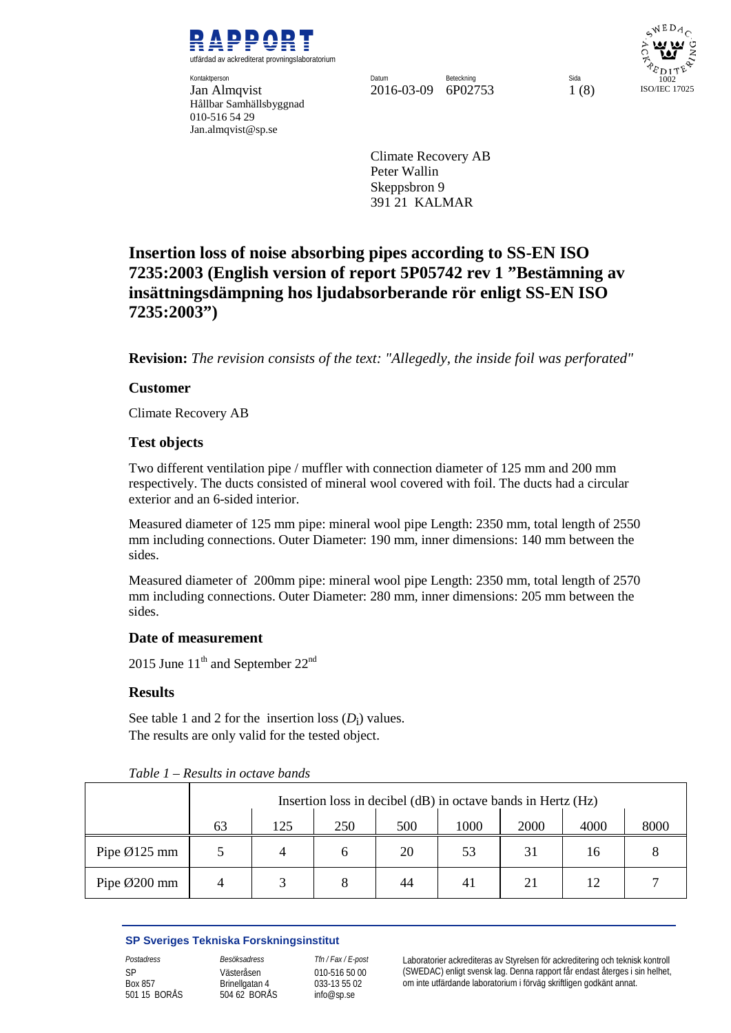# RAPPORT

utfärdad av ackrediterat provningslaboratorium

Kontaktperson
Jan Almqvist
Hållbar Samhällsbyggnad
010-516 54 29
Jan.almqvist@sp.se

Datum
2016-03-09

Beteckning
6P02753

SWEDAC ACKREDITERING 1002 ISO/IEC 17025

Climate Recovery AB
Peter Wallin
Skeppsbron 9
391 21 KALMAR

## Insertion loss of noise absorbing pipes according to SS-EN ISO 7235:2003 (English version of report 5P05742 rev 1 ”Bestämning av insättningsdämpning hos ljudabsorberande rör enligt SS-EN ISO 7235:2003”)

**Revision:** *The revision consists of the text: "Allegedly, the inside foil was perforated"*

### Customer

Climate Recovery AB

### Test objects

Two different ventilation pipe / muffler with connection diameter of 125 mm and 200 mm respectively. The ducts consisted of mineral wool covered with foil. The ducts had a circular exterior and an 6-sided interior.

Measured diameter of 125 mm pipe: mineral wool pipe Length: 2350 mm, total length of 2550 mm including connections. Outer Diameter: 190 mm, inner dimensions: 140 mm between the sides.

Measured diameter of 200mm pipe: mineral wool pipe Length: 2350 mm, total length of 2570 mm including connections. Outer Diameter: 280 mm, inner dimensions: 205 mm between the sides.

### Date of measurement

2015 June 11th and September 22nd

### Results

See table 1 and 2 for the insertion loss ($D_i$) values.
The results are only valid for the tested object.

*Table 1 – Results in octave bands*

| | Insertion loss in decibel (dB) in octave bands in Hertz (Hz) | | | | | | | |
|---|---|---|---|---|---|---|---|---|
| | 63 | 125 | 250 | 500 | 1000 | 2000 | 4000 | 8000 |
| Pipe Ø125 mm | 5 | 4 | 6 | 20 | 53 | 31 | 16 | 8 |
| Pipe Ø200 mm | 4 | 3 | 8 | 44 | 41 | 21 | 12 | 7 |

**SP Sveriges Tekniska Forskningsinstitut**

| Postadress | Besöksadress | Tfn / Fax / E-post |
|---|---|---|
| SP | Västeråsen | 010-516 50 00 |
| Box 857 | Brinellgatan 4 | 033-13 55 02 |
| 501 15 BORÅS | 504 62 BORÅS | info@sp.se |

Laboratorier ackrediteras av Styrelsen för ackreditering och teknisk kontroll (SWEDAC) enligt svensk lag. Denna rapport får endast återges i sin helhet, om inte utfärdande laboratorium i förväg skriftligen godkänt annat.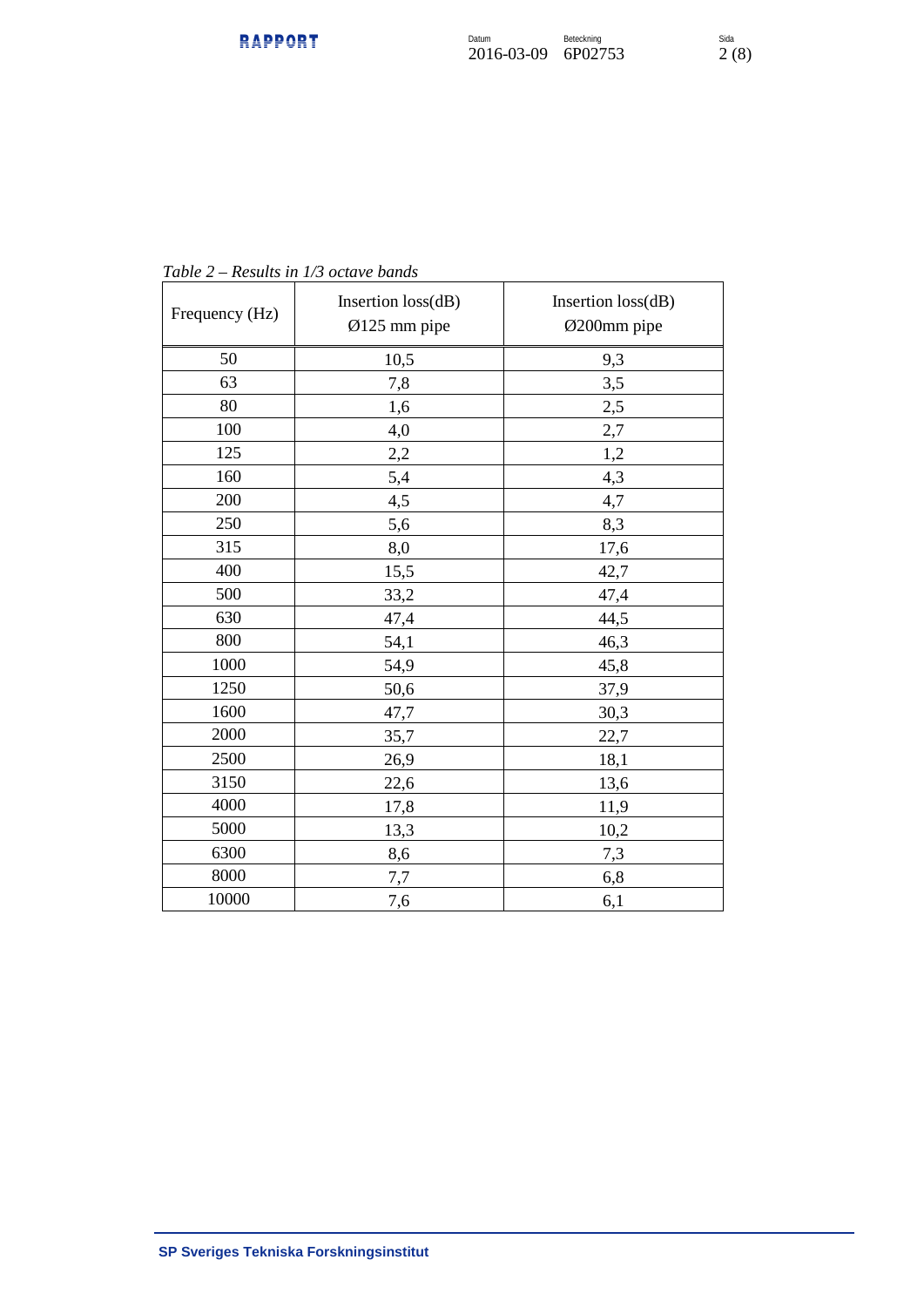*Table 2 – Results in 1/3 octave bands*

| Frequency (Hz) | Insertion loss(dB) Ø125 mm pipe | Insertion loss(dB) Ø200mm pipe |
|---|---|---|
| 50 | 10,5 | 9,3 |
| 63 | 7,8 | 3,5 |
| 80 | 1,6 | 2,5 |
| 100 | 4,0 | 2,7 |
| 125 | 2,2 | 1,2 |
| 160 | 5,4 | 4,3 |
| 200 | 4,5 | 4,7 |
| 250 | 5,6 | 8,3 |
| 315 | 8,0 | 17,6 |
| 400 | 15,5 | 42,7 |
| 500 | 33,2 | 47,4 |
| 630 | 47,4 | 44,5 |
| 800 | 54,1 | 46,3 |
| 1000 | 54,9 | 45,8 |
| 1250 | 50,6 | 37,9 |
| 1600 | 47,7 | 30,3 |
| 2000 | 35,7 | 22,7 |
| 2500 | 26,9 | 18,1 |
| 3150 | 22,6 | 13,6 |
| 4000 | 17,8 | 11,9 |
| 5000 | 13,3 | 10,2 |
| 6300 | 8,6 | 7,3 |
| 8000 | 7,7 | 6,8 |
| 10000 | 7,6 | 6,1 |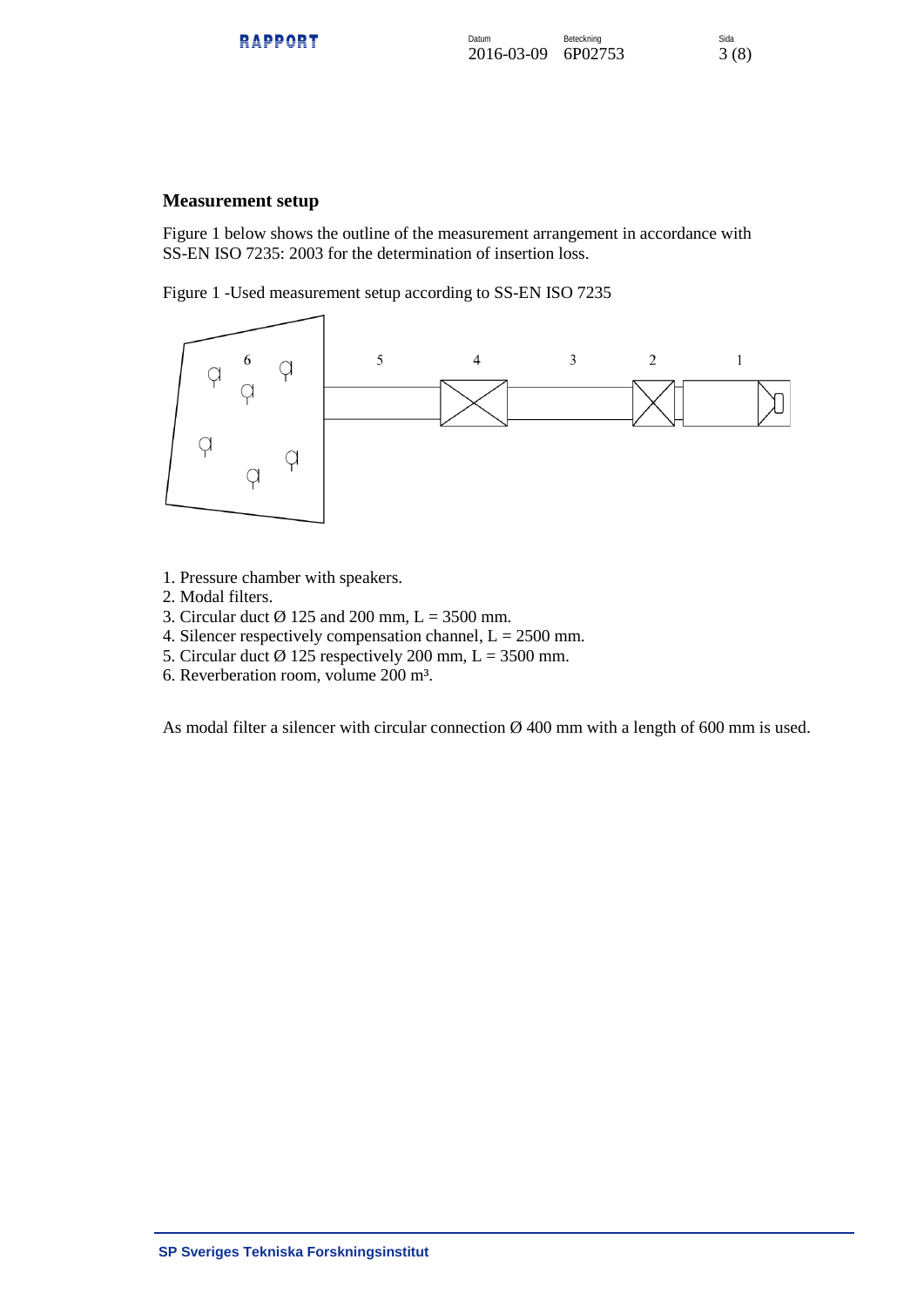## Measurement setup

Figure 1 below shows the outline of the measurement arrangement in accordance with SS-EN ISO 7235: 2003 for the determination of insertion loss.

Figure 1 -Used measurement setup according to SS-EN ISO 7235

1. Pressure chamber with speakers.
2. Modal filters.
3. Circular duct Ø 125 and 200 mm, L = 3500 mm.
4. Silencer respectively compensation channel, L = 2500 mm.
5. Circular duct Ø 125 respectively 200 mm, L = 3500 mm.
6. Reverberation room, volume 200 m³.

As modal filter a silencer with circular connection Ø 400 mm with a length of 600 mm is used.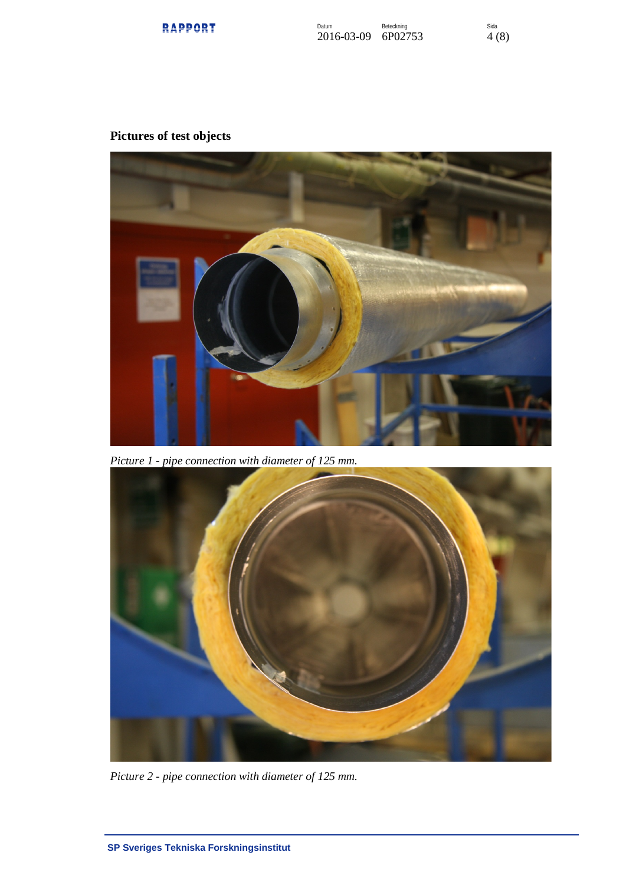**Pictures of test objects**

*Picture 1 - pipe connection with diameter of 125 mm.*

*Picture 2 - pipe connection with diameter of 125 mm.*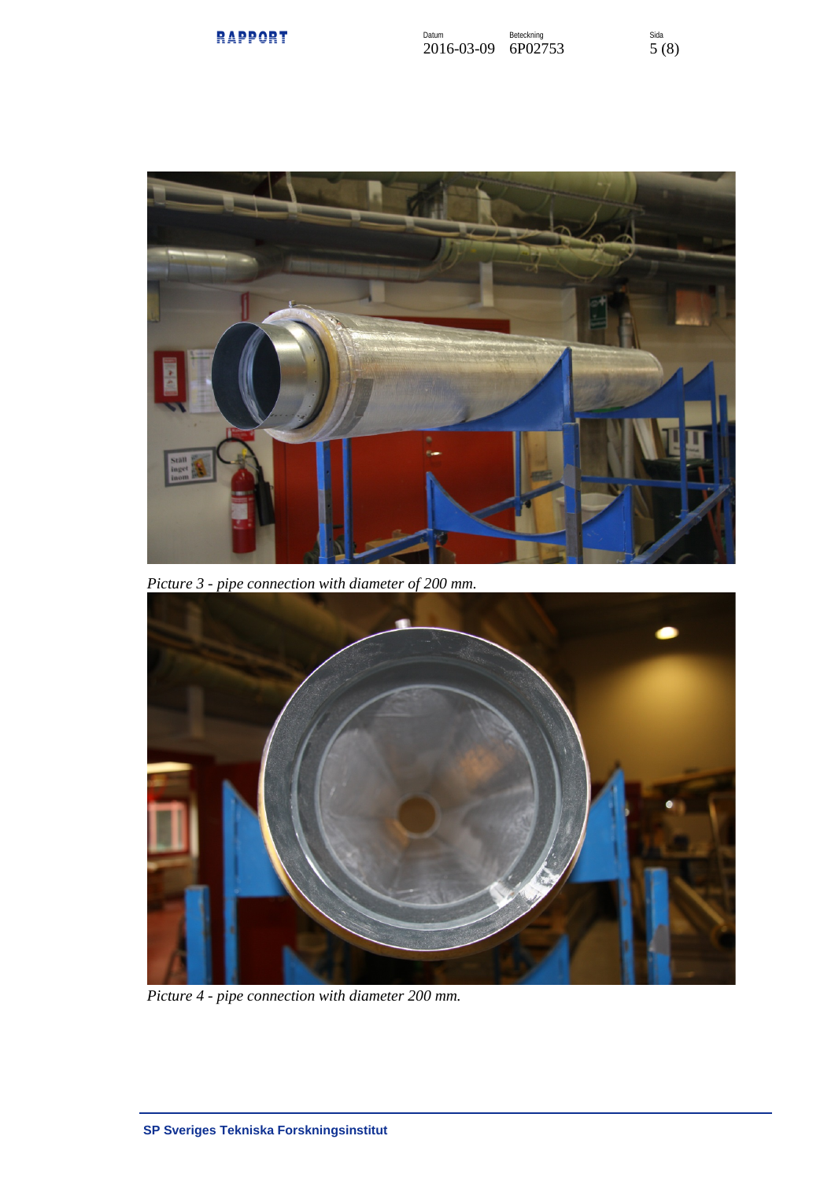*Picture 3 - pipe connection with diameter of 200 mm.*

*Picture 4 - pipe connection with diameter 200 mm.*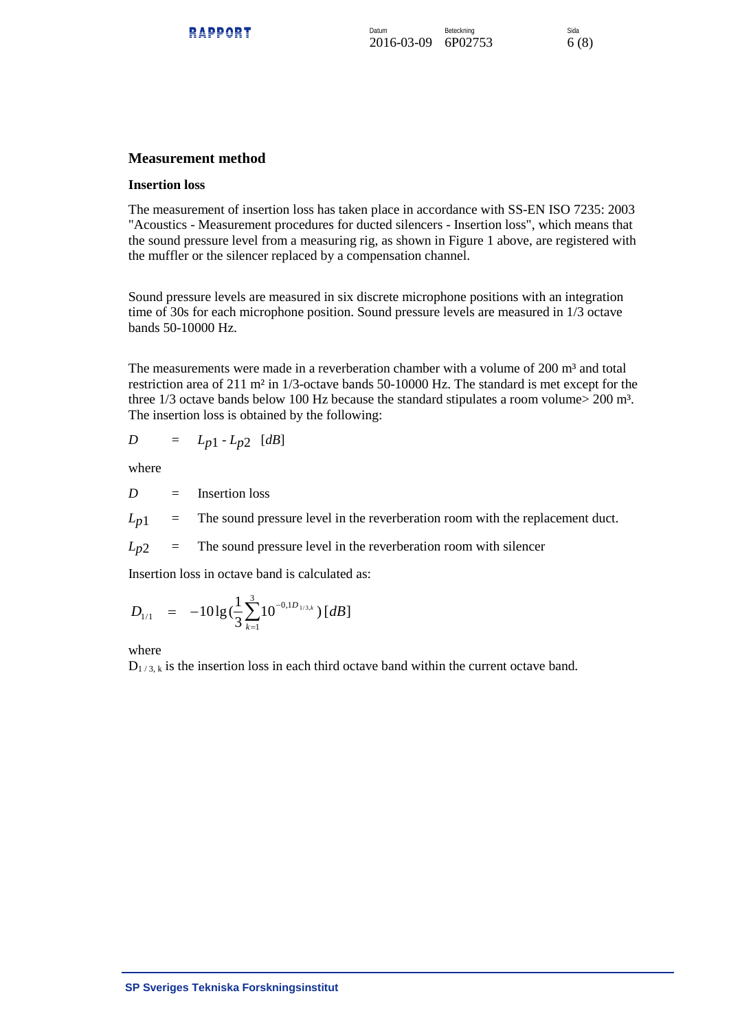## Measurement method

### Insertion loss

The measurement of insertion loss has taken place in accordance with SS-EN ISO 7235: 2003 "Acoustics - Measurement procedures for ducted silencers - Insertion loss", which means that the sound pressure level from a measuring rig, as shown in Figure 1 above, are registered with the muffler or the silencer replaced by a compensation channel.

Sound pressure levels are measured in six discrete microphone positions with an integration time of 30s for each microphone position. Sound pressure levels are measured in 1/3 octave bands 50-10000 Hz.

The measurements were made in a reverberation chamber with a volume of 200 m³ and total restriction area of 211 m² in 1/3-octave bands 50-10000 Hz. The standard is met except for the three 1/3 octave bands below 100 Hz because the standard stipulates a room volume> 200 m³. The insertion loss is obtained by the following:

$$D = L_{p1} - L_{p2} \quad [dB]$$

where

$D$ = Insertion loss

$L_{p1}$ = The sound pressure level in the reverberation room with the replacement duct.

$L_{p2}$ = The sound pressure level in the reverberation room with silencer

Insertion loss in octave band is calculated as:

$$D_{1/1} = -10\lg\left(\frac{1}{3}\sum_{k=1}^{3}10^{-0,1D_{1/3,k}}\right)[dB]$$

where

$D_{1/3,k}$ is the insertion loss in each third octave band within the current octave band.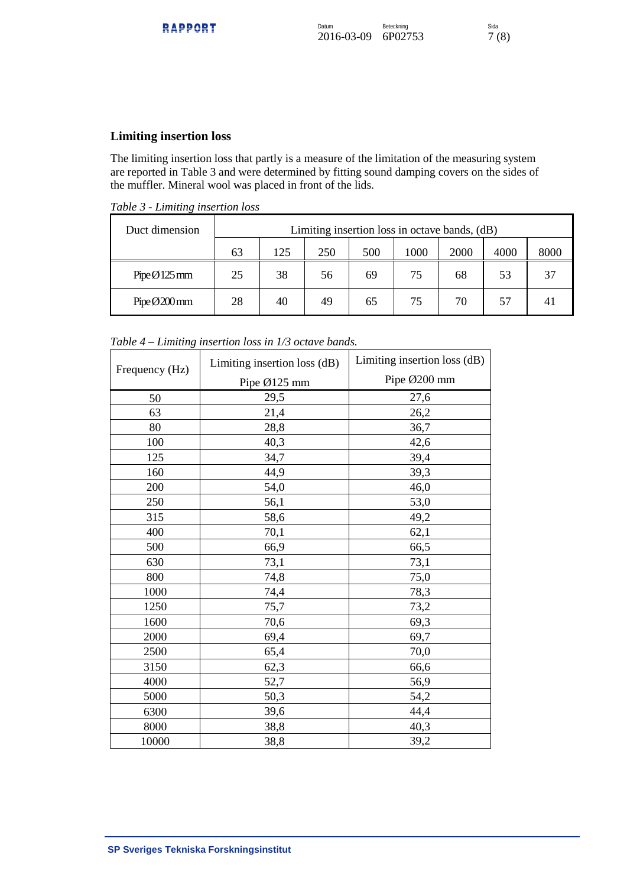## Limiting insertion loss

The limiting insertion loss that partly is a measure of the limitation of the measuring system are reported in Table 3 and were determined by fitting sound damping covers on the sides of the muffler. Mineral wool was placed in front of the lids.

*Table 3 - Limiting insertion loss*

| Duct dimension | Limiting insertion loss in octave bands, (dB) | | | | | | | |
|---|---|---|---|---|---|---|---|---|
| | 63 | 125 | 250 | 500 | 1000 | 2000 | 4000 | 8000 |
| Pipe Ø125 mm | 25 | 38 | 56 | 69 | 75 | 68 | 53 | 37 |
| Pipe Ø200 mm | 28 | 40 | 49 | 65 | 75 | 70 | 57 | 41 |

*Table 4 – Limiting insertion loss in 1/3 octave bands.*

| Frequency (Hz) | Limiting insertion loss (dB) Pipe Ø125 mm | Limiting insertion loss (dB) Pipe Ø200 mm |
|---|---|---|
| 50 | 29,5 | 27,6 |
| 63 | 21,4 | 26,2 |
| 80 | 28,8 | 36,7 |
| 100 | 40,3 | 42,6 |
| 125 | 34,7 | 39,4 |
| 160 | 44,9 | 39,3 |
| 200 | 54,0 | 46,0 |
| 250 | 56,1 | 53,0 |
| 315 | 58,6 | 49,2 |
| 400 | 70,1 | 62,1 |
| 500 | 66,9 | 66,5 |
| 630 | 73,1 | 73,1 |
| 800 | 74,8 | 75,0 |
| 1000 | 74,4 | 78,3 |
| 1250 | 75,7 | 73,2 |
| 1600 | 70,6 | 69,3 |
| 2000 | 69,4 | 69,7 |
| 2500 | 65,4 | 70,0 |
| 3150 | 62,3 | 66,6 |
| 4000 | 52,7 | 56,9 |
| 5000 | 50,3 | 54,2 |
| 6300 | 39,6 | 44,4 |
| 8000 | 38,8 | 40,3 |
| 10000 | 38,8 | 39,2 |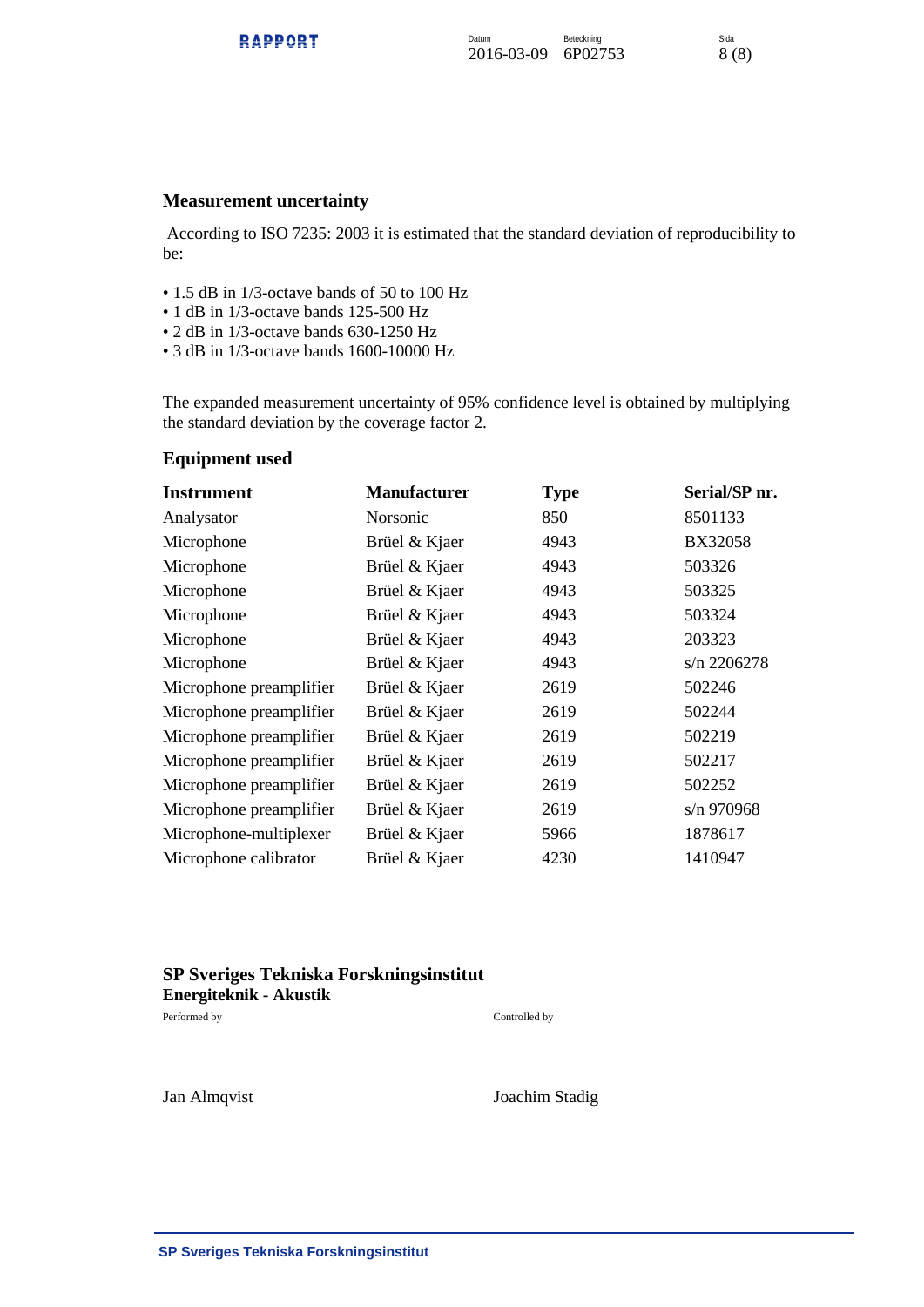## Measurement uncertainty

According to ISO 7235: 2003 it is estimated that the standard deviation of reproducibility to be:

- 1.5 dB in 1/3-octave bands of 50 to 100 Hz
- 1 dB in 1/3-octave bands 125-500 Hz
- 2 dB in 1/3-octave bands 630-1250 Hz
- 3 dB in 1/3-octave bands 1600-10000 Hz

The expanded measurement uncertainty of 95% confidence level is obtained by multiplying the standard deviation by the coverage factor 2.

## Equipment used

| Instrument | Manufacturer | Type | Serial/SP nr. |
|---|---|---|---|
| Analysator | Norsonic | 850 | 8501133 |
| Microphone | Brüel & Kjaer | 4943 | BX32058 |
| Microphone | Brüel & Kjaer | 4943 | 503326 |
| Microphone | Brüel & Kjaer | 4943 | 503325 |
| Microphone | Brüel & Kjaer | 4943 | 503324 |
| Microphone | Brüel & Kjaer | 4943 | 203323 |
| Microphone | Brüel & Kjaer | 4943 | s/n 2206278 |
| Microphone preamplifier | Brüel & Kjaer | 2619 | 502246 |
| Microphone preamplifier | Brüel & Kjaer | 2619 | 502244 |
| Microphone preamplifier | Brüel & Kjaer | 2619 | 502219 |
| Microphone preamplifier | Brüel & Kjaer | 2619 | 502217 |
| Microphone preamplifier | Brüel & Kjaer | 2619 | 502252 |
| Microphone preamplifier | Brüel & Kjaer | 2619 | s/n 970968 |
| Microphone-multiplexer | Brüel & Kjaer | 5966 | 1878617 |
| Microphone calibrator | Brüel & Kjaer | 4230 | 1410947 |

**SP Sveriges Tekniska Forskningsinstitut**
**Energiteknik - Akustik**

| Performed by | Controlled by |
|---|---|
| Jan Almqvist | Joachim Stadig |